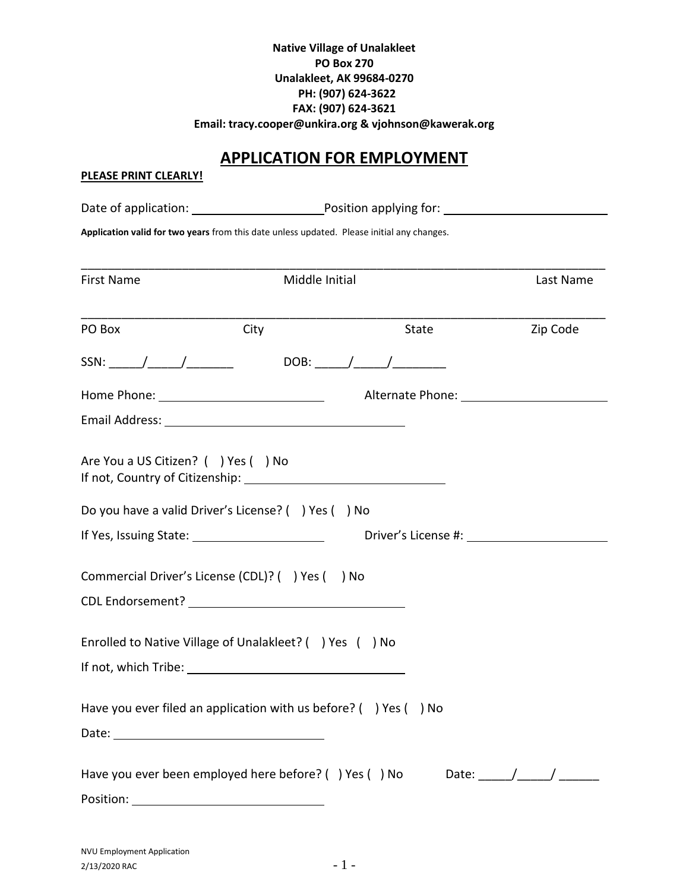**Native Village of Unalakleet**
**PO Box 270**
**Unalakleet, AK 99684-0270**
**PH: (907) 624-3622**
**FAX: (907) 624-3621**
**Email: tracy.cooper@unkira.org & vjohnson@kawerak.org**

# APPLICATION FOR EMPLOYMENT

**PLEASE PRINT CLEARLY!**

Date of application: ____________________ Position applying for: ________________________

**Application valid for two years** from this date unless updated. Please initial any changes.

_______________________________________________________________________________

First Name Middle Initial Last Name

_______________________________________________________________________________

PO Box City State Zip Code

SSN: _____/_____/_______ DOB: _____/_____/________

Home Phone: __________________________ Alternate Phone: ______________________

Email Address: ____________________________________

Are You a US Citizen? ( ) Yes ( ) No

If not, Country of Citizenship: ______________________________

Do you have a valid Driver's License? ( ) Yes ( ) No

If Yes, Issuing State: ____________________ Driver's License #: ______________________

Commercial Driver's License (CDL)? ( ) Yes ( ) No

CDL Endorsement? ________________________________

Enrolled to Native Village of Unalakleet? ( ) Yes ( ) No

If not, which Tribe: ________________________________

Have you ever filed an application with us before? ( ) Yes ( ) No

Date: ________________________________

Have you ever been employed here before? ( ) Yes ( ) No Date: _____/_____/ ______

Position: ____________________________

NVU Employment Application
2/13/2020 RAC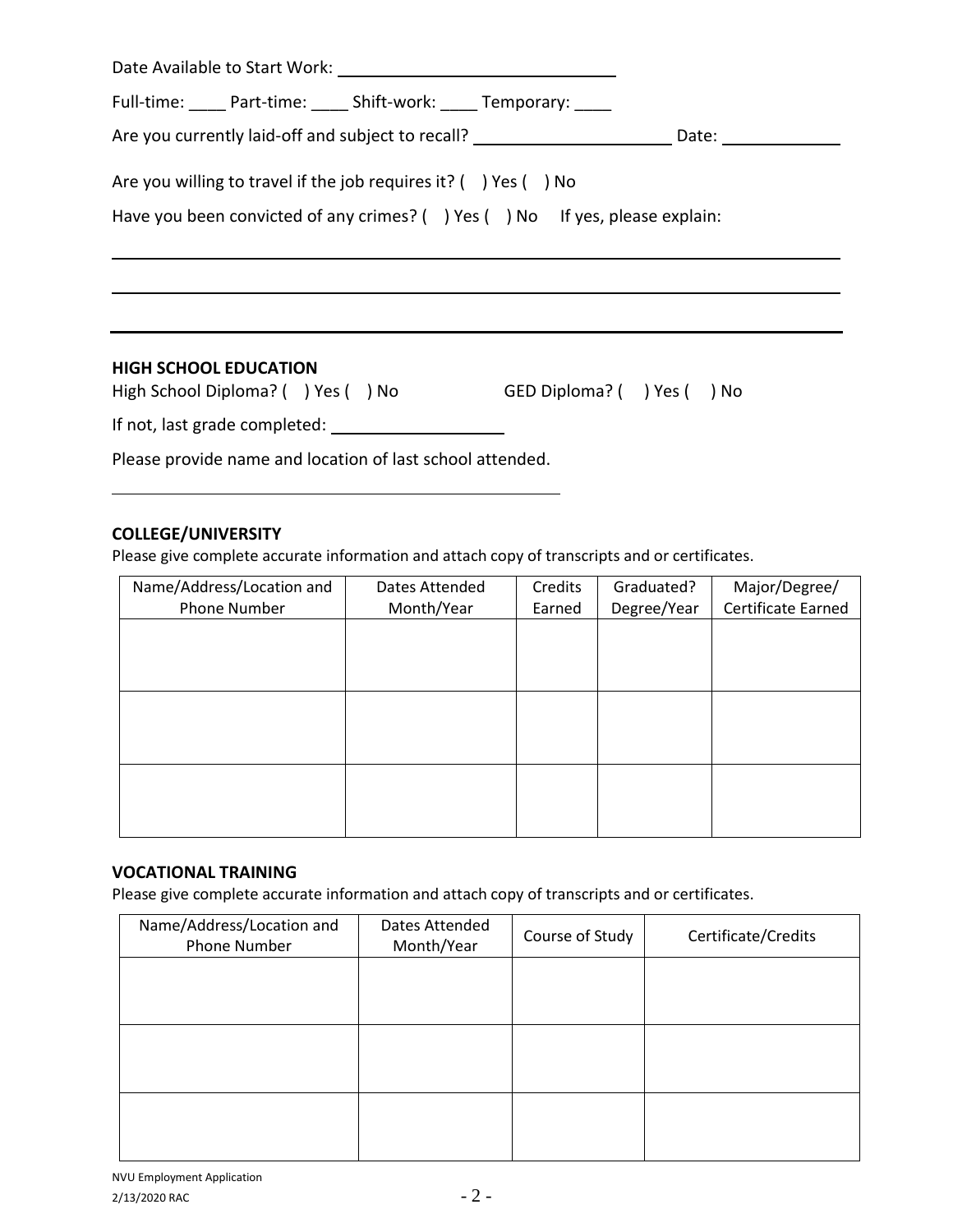Date Available to Start Work: ______________________________

Full-time: ____ Part-time: ____ Shift-work: ____ Temporary: ____

Are you currently laid-off and subject to recall? ______________________ Date: ____________

Are you willing to travel if the job requires it? ( ) Yes ( ) No

Have you been convicted of any crimes? ( ) Yes ( ) No If yes, please explain:

___________________________________________________________________________

___________________________________________________________________________

___________________________________________________________________________

### HIGH SCHOOL EDUCATION

High School Diploma? ( ) Yes ( ) No GED Diploma? ( ) Yes ( ) No

If not, last grade completed: ____________________

Please provide name and location of last school attended.

__________________________________________________

### COLLEGE/UNIVERSITY

Please give complete accurate information and attach copy of transcripts and or certificates.

| Name/Address/Location and Phone Number | Dates Attended Month/Year | Credits Earned | Graduated? Degree/Year | Major/Degree/ Certificate Earned |
|---|---|---|---|---|
| | | | | |
| | | | | |
| | | | | |

### VOCATIONAL TRAINING

Please give complete accurate information and attach copy of transcripts and or certificates.

| Name/Address/Location and Phone Number | Dates Attended Month/Year | Course of Study | Certificate/Credits |
|---|---|---|---|
| | | | |
| | | | |
| | | | |

NVU Employment Application
2/13/2020 RAC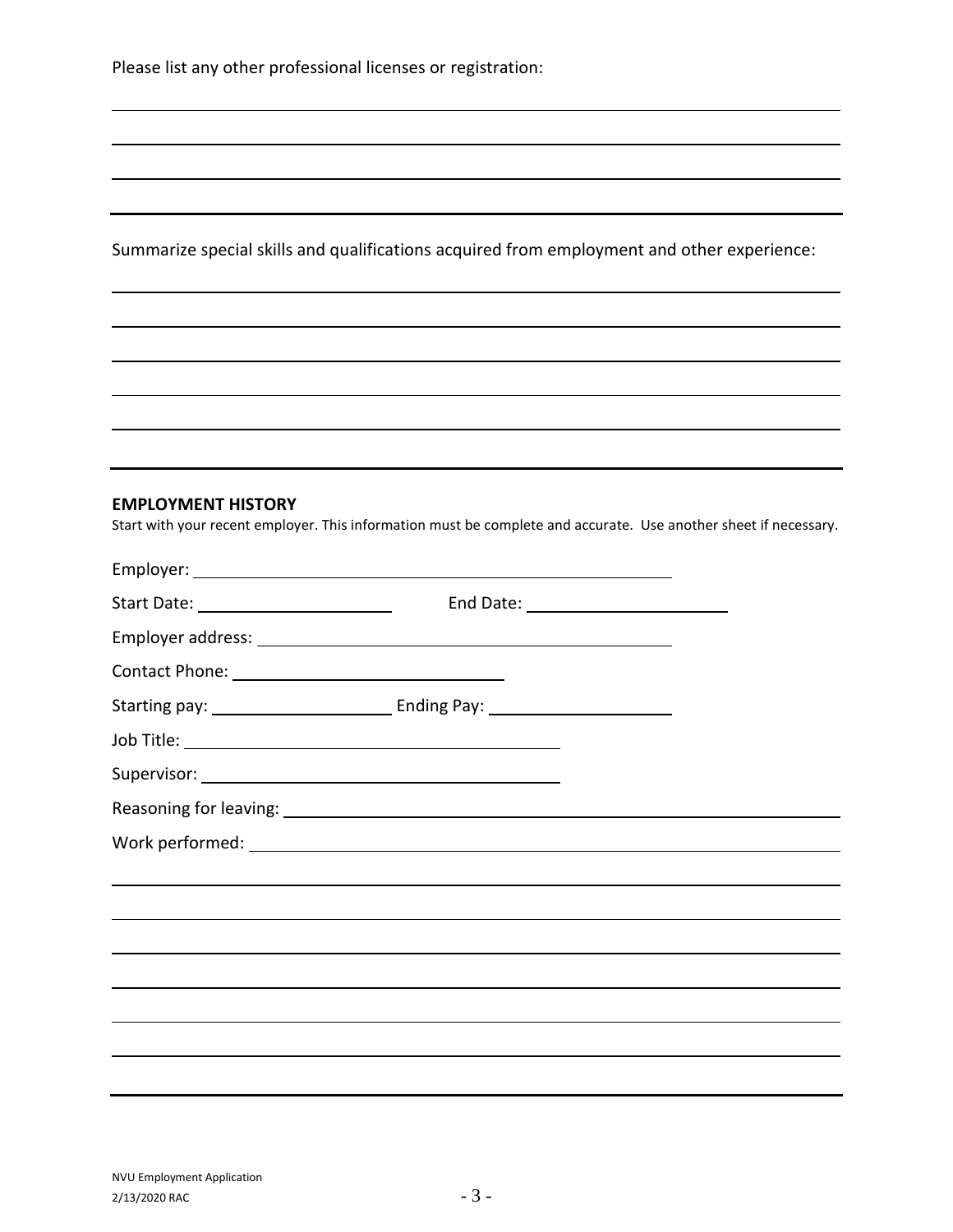Please list any other professional licenses or registration:

Summarize special skills and qualifications acquired from employment and other experience:

**EMPLOYMENT HISTORY**

Start with your recent employer. This information must be complete and accurate. Use another sheet if necessary.

Employer: ______________________________

Start Date: ____________________ End Date: ____________________

Employer address: ______________________________

Contact Phone: ____________________

Starting pay: ____________________ Ending Pay: ____________________

Job Title: ______________________________

Supervisor: ______________________________

Reasoning for leaving: ______________________________

Work performed: ______________________________

NVU Employment Application
2/13/2020 RAC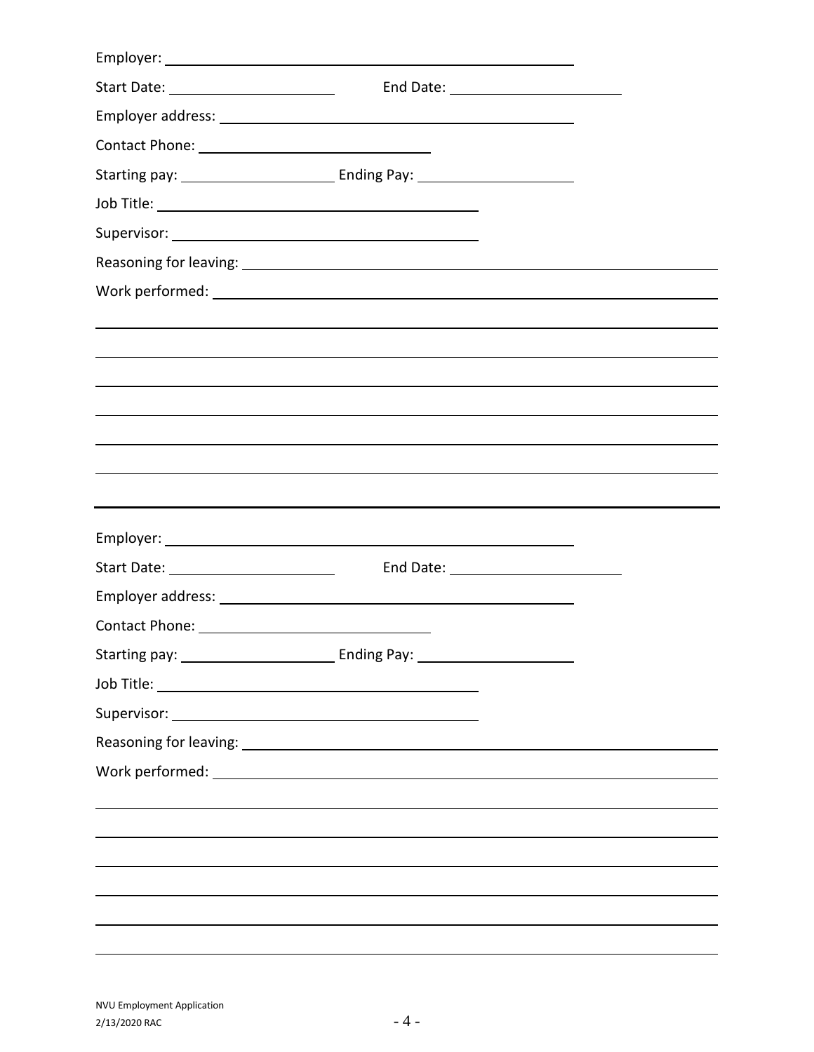Employer: ____________________________________________

Start Date: ____________________ End Date: ____________________

Employer address: ____________________________________________

Contact Phone: ____________________________

Starting pay: ____________________ Ending Pay: ____________________

Job Title: ________________________________________

Supervisor: ________________________________________

Reasoning for leaving: ____________________________________________________________

Work performed: ____________________________________________________________

____________________________________________________________________________

____________________________________________________________________________

____________________________________________________________________________

____________________________________________________________________________

____________________________________________________________________________

____________________________________________________________________________

---

Employer: ____________________________________________

Start Date: ____________________ End Date: ____________________

Employer address: ____________________________________________

Contact Phone: ____________________________

Starting pay: ____________________ Ending Pay: ____________________

Job Title: ________________________________________

Supervisor: ________________________________________

Reasoning for leaving: ____________________________________________________________

Work performed: ____________________________________________________________

____________________________________________________________________________

____________________________________________________________________________

____________________________________________________________________________

____________________________________________________________________________

____________________________________________________________________________

____________________________________________________________________________

NVU Employment Application
2/13/2020 RAC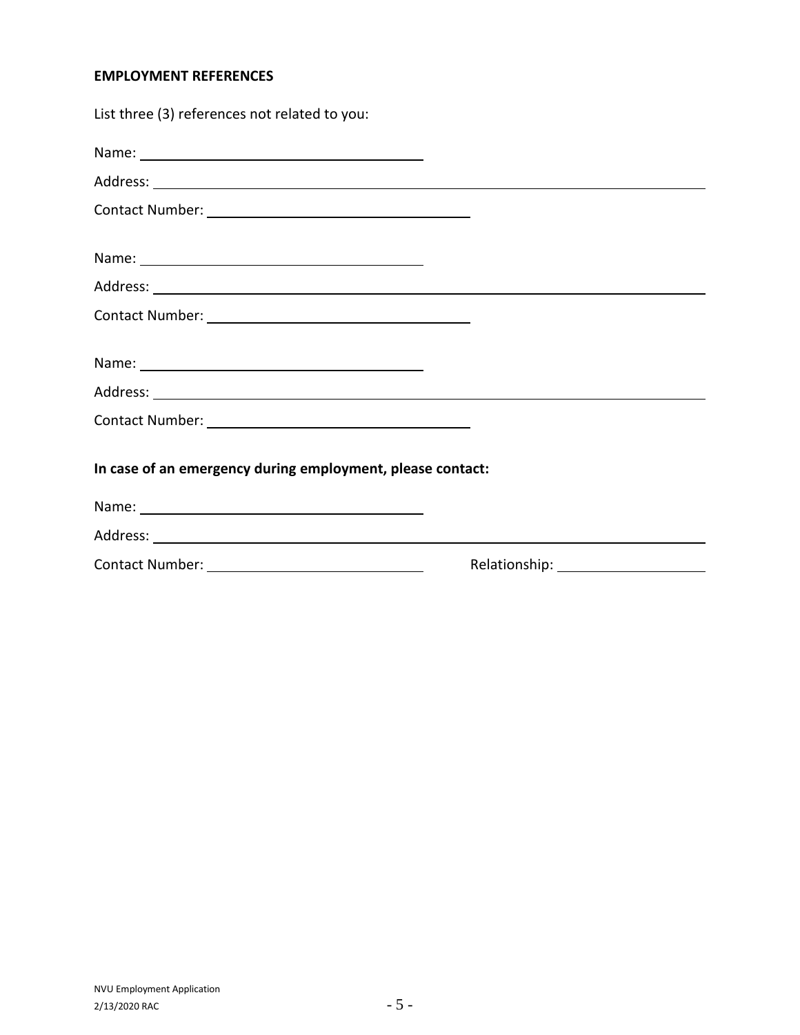**EMPLOYMENT REFERENCES**

List three (3) references not related to you:

Name: ______________________________

Address: ______________________________________________________________

Contact Number: ___________________________

Name: ______________________________

Address: ______________________________________________________________

Contact Number: ___________________________

Name: ______________________________

Address: ______________________________________________________________

Contact Number: ___________________________

**In case of an emergency during employment, please contact:**

Name: ______________________________

Address: ______________________________________________________________

Contact Number: ______________________ Relationship: ________________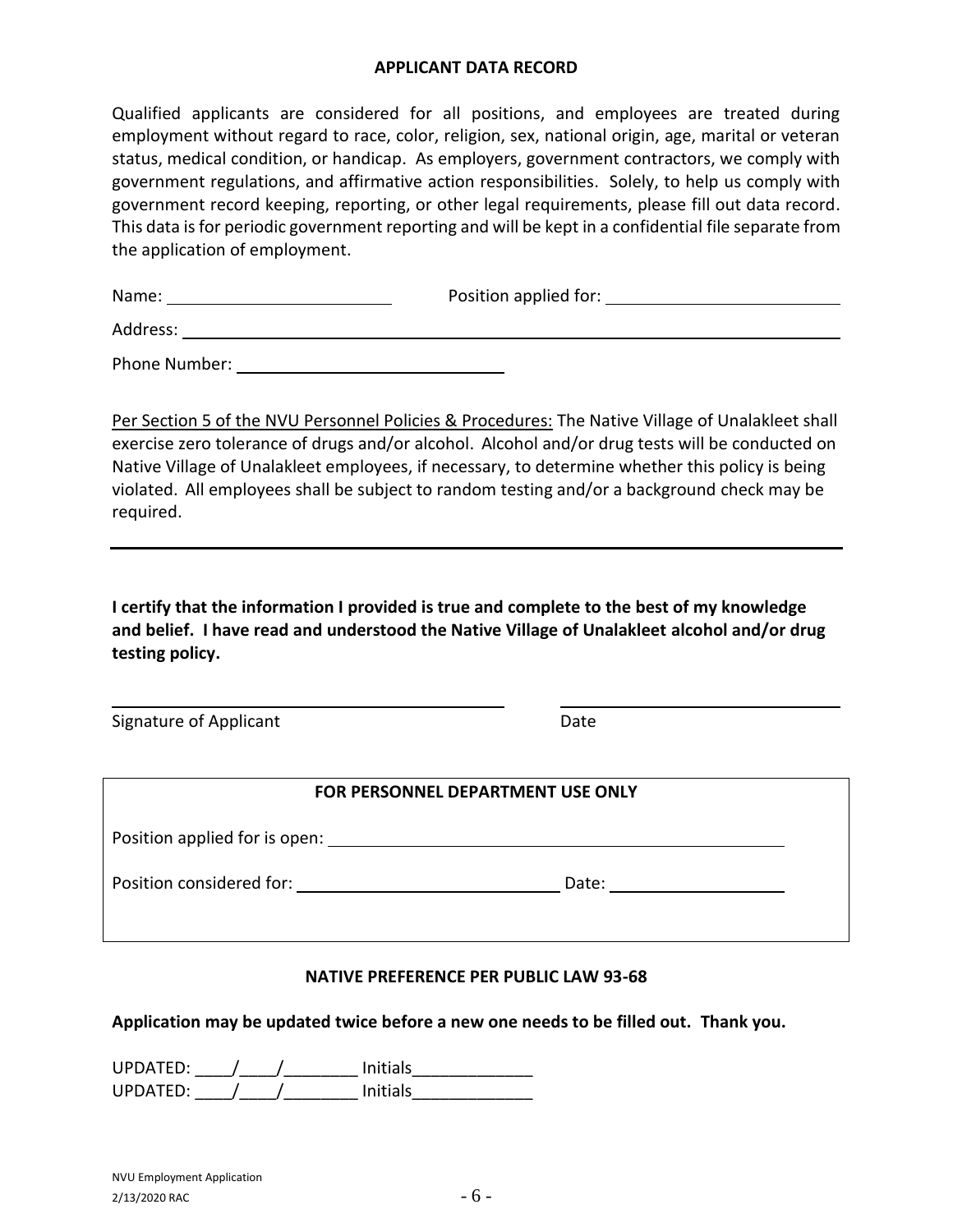## APPLICANT DATA RECORD

Qualified applicants are considered for all positions, and employees are treated during employment without regard to race, color, religion, sex, national origin, age, marital or veteran status, medical condition, or handicap. As employers, government contractors, we comply with government regulations, and affirmative action responsibilities. Solely, to help us comply with government record keeping, reporting, or other legal requirements, please fill out data record. This data is for periodic government reporting and will be kept in a confidential file separate from the application of employment.

Name: ________________________ Position applied for: ________________________

Address: ____________________________________________________________

Phone Number: ____________________________

Per Section 5 of the NVU Personnel Policies & Procedures: The Native Village of Unalakleet shall exercise zero tolerance of drugs and/or alcohol. Alcohol and/or drug tests will be conducted on Native Village of Unalakleet employees, if necessary, to determine whether this policy is being violated. All employees shall be subject to random testing and/or a background check may be required.

---

**I certify that the information I provided is true and complete to the best of my knowledge and belief. I have read and understood the Native Village of Unalakleet alcohol and/or drug testing policy.**

________________________________ ________________________

Signature of Applicant Date

**FOR PERSONNEL DEPARTMENT USE ONLY**

Position applied for is open: ________________________________________

Position considered for: ____________________________ Date: ____________________

**NATIVE PREFERENCE PER PUBLIC LAW 93-68**

**Application may be updated twice before a new one needs to be filled out. Thank you.**

UPDATED: ____/____/________ Initials_____________

UPDATED: ____/____/________ Initials_____________

NVU Employment Application
2/13/2020 RAC